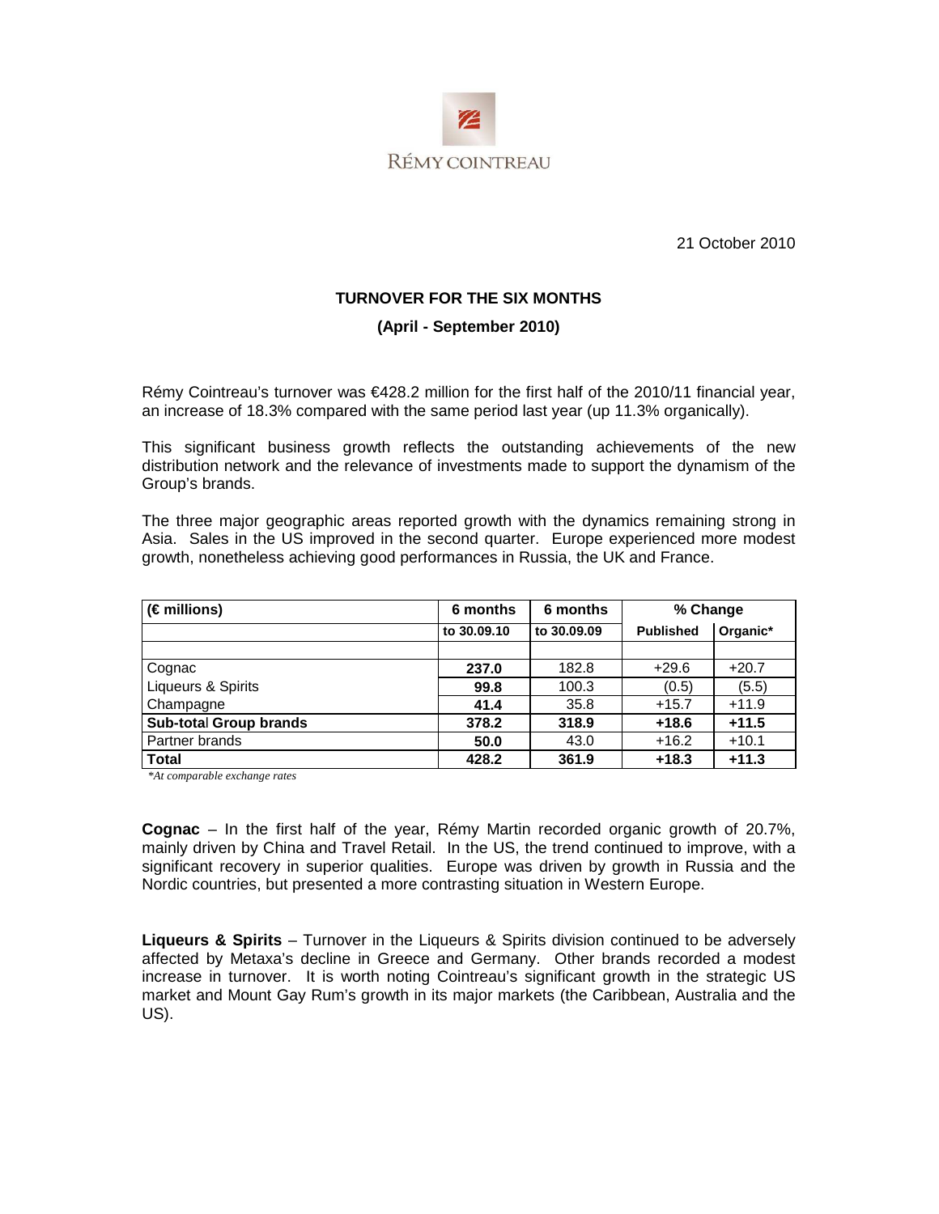RÉMY COINTREAU

21 October 2010

## TURNOVER FOR THE SIX MONTHS

### (April - September 2010)

Rémy Cointreau's turnover was €428.2 million for the first half of the 2010/11 financial year, an increase of 18.3% compared with the same period last year (up 11.3% organically).

This significant business growth reflects the outstanding achievements of the new distribution network and the relevance of investments made to support the dynamism of the Group's brands.

The three major geographic areas reported growth with the dynamics remaining strong in Asia. Sales in the US improved in the second quarter. Europe experienced more modest growth, nonetheless achieving good performances in Russia, the UK and France.

| (€ millions) | 6 months | 6 months | % Change | |
|---|---|---|---|---|
| | to 30.09.10 | to 30.09.09 | Published | Organic* |
| | | | | |
| Cognac | **237.0** | 182.8 | +29.6 | +20.7 |
| Liqueurs & Spirits | **99.8** | 100.3 | (0.5) | (5.5) |
| Champagne | **41.4** | 35.8 | +15.7 | +11.9 |
| **Sub-total Group brands** | **378.2** | **318.9** | **+18.6** | **+11.5** |
| Partner brands | **50.0** | 43.0 | +16.2 | +10.1 |
| **Total** | **428.2** | **361.9** | **+18.3** | **+11.3** |

*\*At comparable exchange rates*

**Cognac** – In the first half of the year, Rémy Martin recorded organic growth of 20.7%, mainly driven by China and Travel Retail. In the US, the trend continued to improve, with a significant recovery in superior qualities. Europe was driven by growth in Russia and the Nordic countries, but presented a more contrasting situation in Western Europe.

**Liqueurs & Spirits** – Turnover in the Liqueurs & Spirits division continued to be adversely affected by Metaxa's decline in Greece and Germany. Other brands recorded a modest increase in turnover. It is worth noting Cointreau's significant growth in the strategic US market and Mount Gay Rum's growth in its major markets (the Caribbean, Australia and the US).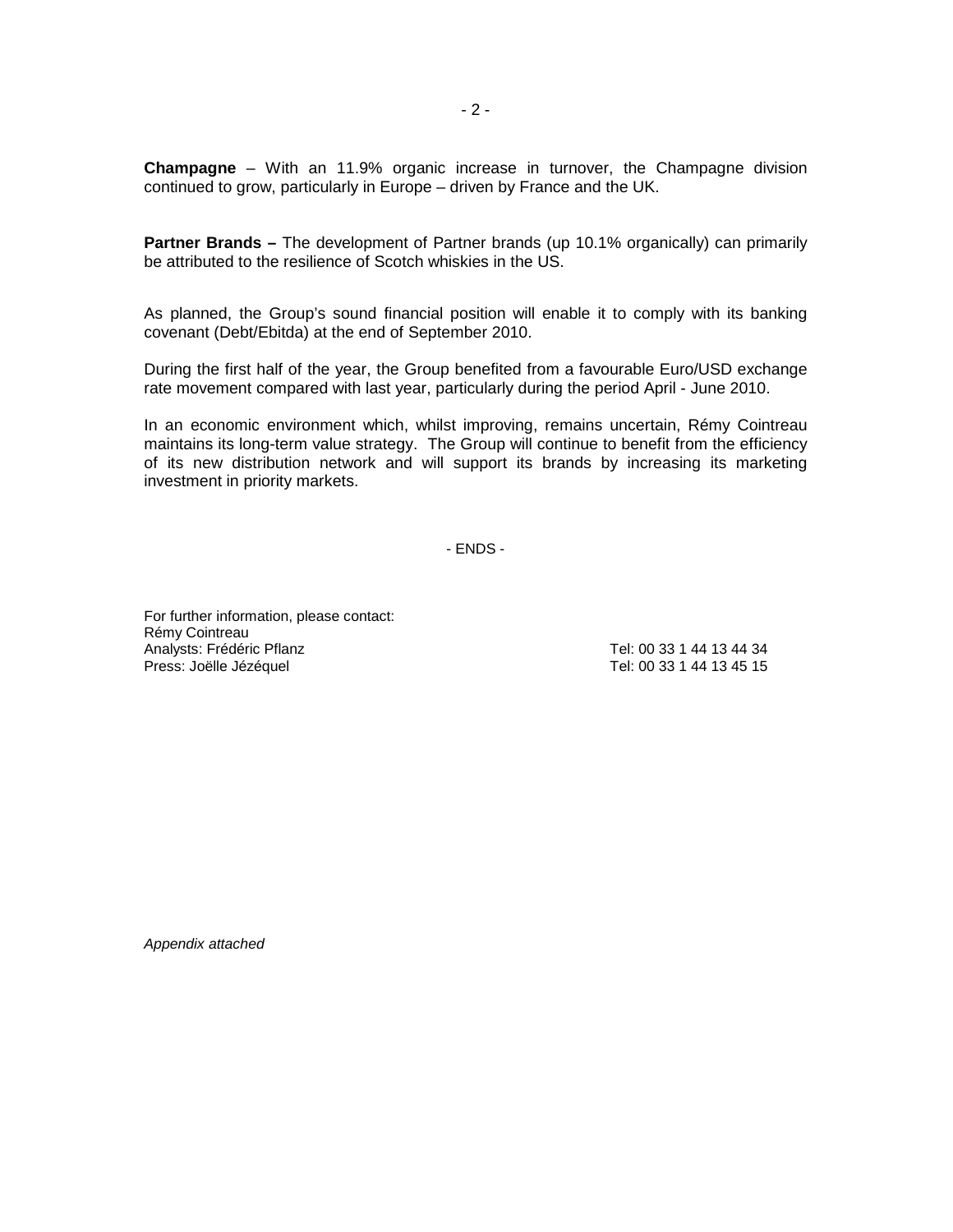**Champagne** – With an 11.9% organic increase in turnover, the Champagne division continued to grow, particularly in Europe – driven by France and the UK.

**Partner Brands –** The development of Partner brands (up 10.1% organically) can primarily be attributed to the resilience of Scotch whiskies in the US.

As planned, the Group's sound financial position will enable it to comply with its banking covenant (Debt/Ebitda) at the end of September 2010.

During the first half of the year, the Group benefited from a favourable Euro/USD exchange rate movement compared with last year, particularly during the period April - June 2010.

In an economic environment which, whilst improving, remains uncertain, Rémy Cointreau maintains its long-term value strategy. The Group will continue to benefit from the efficiency of its new distribution network and will support its brands by increasing its marketing investment in priority markets.

- ENDS -

For further information, please contact:
Rémy Cointreau
Analysts: Frédéric Pflanz Tel: 00 33 1 44 13 44 34
Press: Joëlle Jézéquel Tel: 00 33 1 44 13 45 15

*Appendix attached*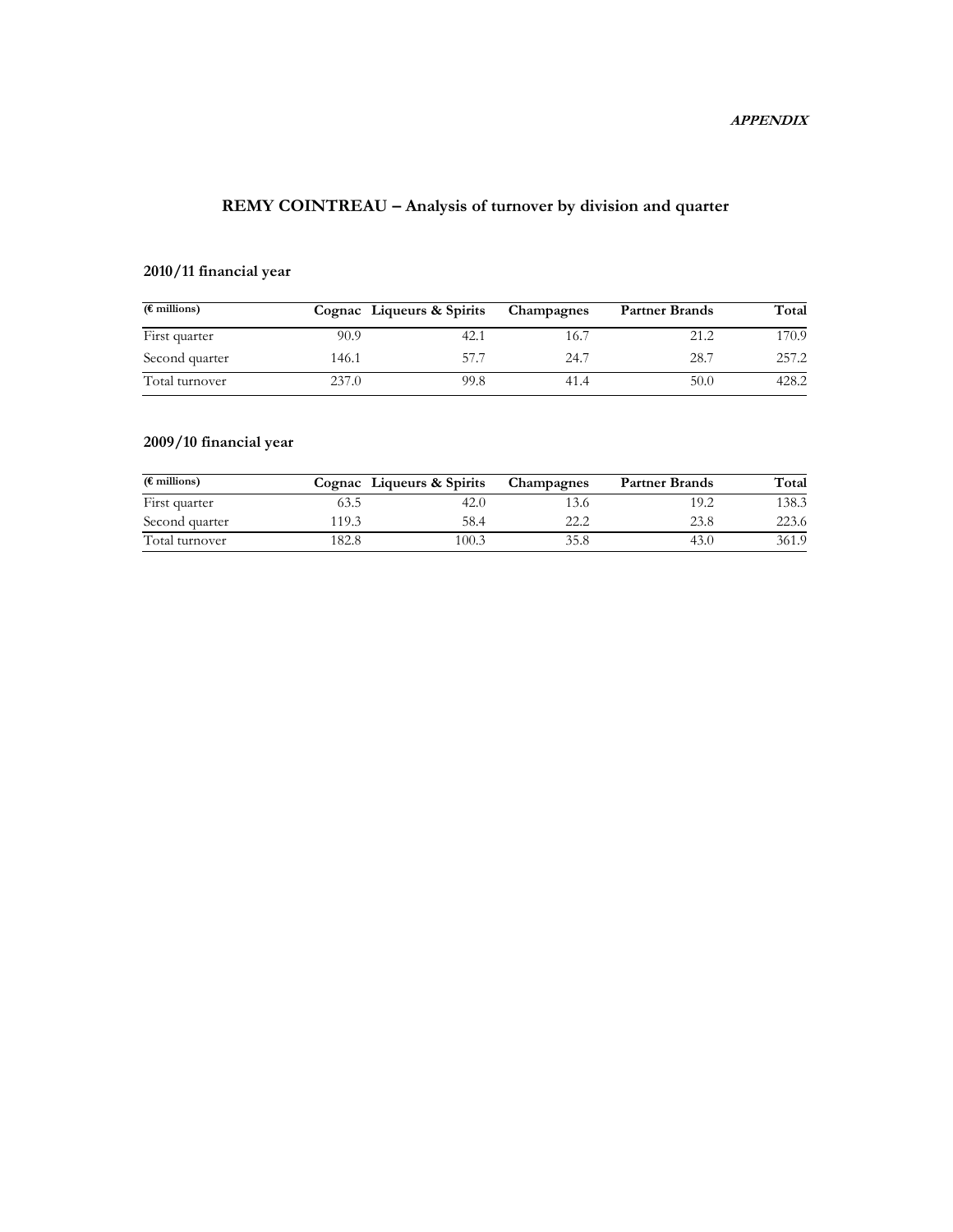***APPENDIX***

# REMY COINTREAU – Analysis of turnover by division and quarter

## 2010/11 financial year

| (€ millions) | Cognac | Liqueurs & Spirits | Champagnes | Partner Brands | Total |
|---|---|---|---|---|---|
| First quarter | 90.9 | 42.1 | 16.7 | 21.2 | 170.9 |
| Second quarter | 146.1 | 57.7 | 24.7 | 28.7 | 257.2 |
| Total turnover | 237.0 | 99.8 | 41.4 | 50.0 | 428.2 |

## 2009/10 financial year

| (€ millions) | Cognac | Liqueurs & Spirits | Champagnes | Partner Brands | Total |
|---|---|---|---|---|---|
| First quarter | 63.5 | 42.0 | 13.6 | 19.2 | 138.3 |
| Second quarter | 119.3 | 58.4 | 22.2 | 23.8 | 223.6 |
| Total turnover | 182.8 | 100.3 | 35.8 | 43.0 | 361.9 |